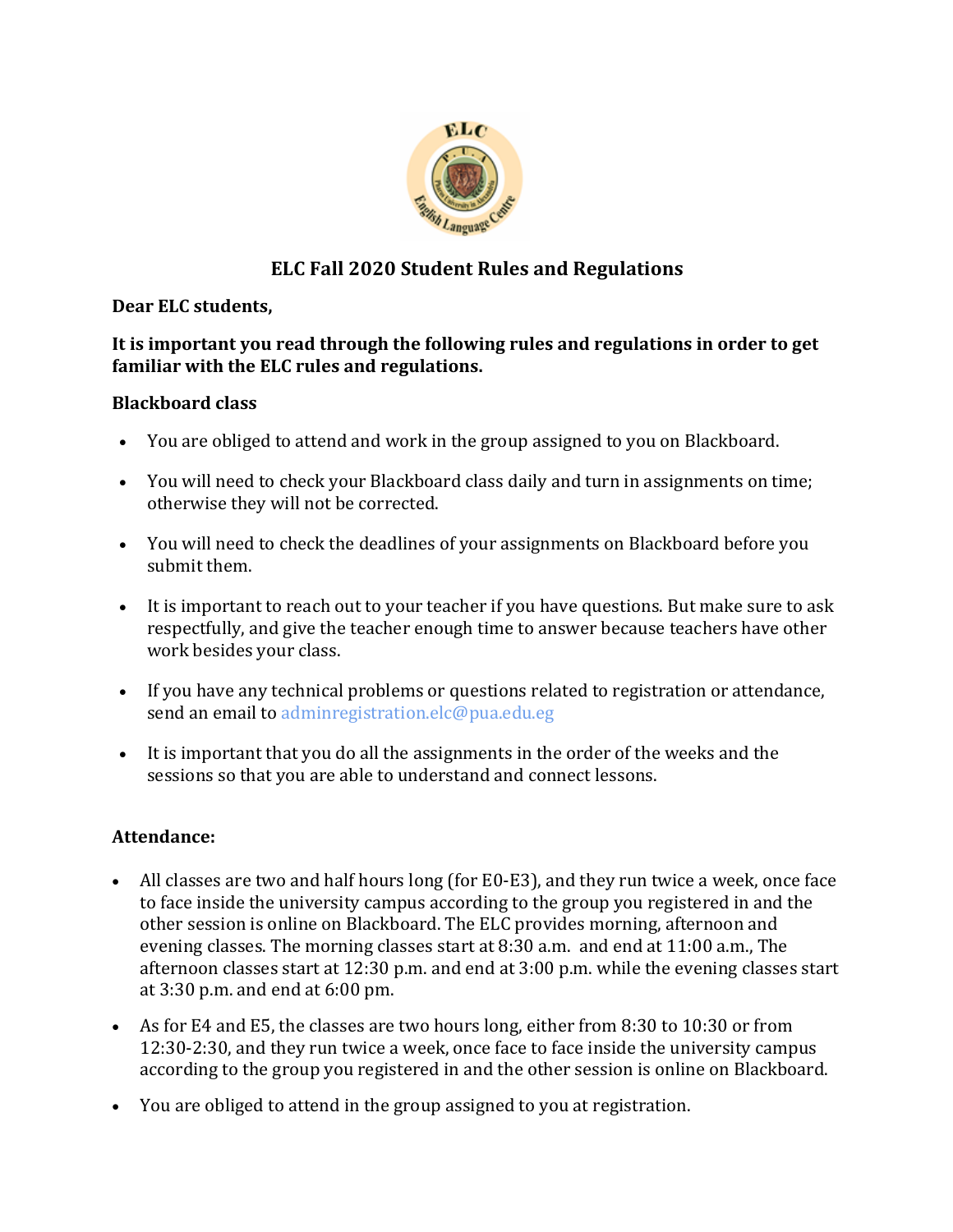# ELC Fall 2020 Student Rules and Regulations

**Dear ELC students,**

**It is important you read through the following rules and regulations in order to get familiar with the ELC rules and regulations.**

**Blackboard class**

- You are obliged to attend and work in the group assigned to you on Blackboard.
- You will need to check your Blackboard class daily and turn in assignments on time; otherwise they will not be corrected.
- You will need to check the deadlines of your assignments on Blackboard before you submit them.
- It is important to reach out to your teacher if you have questions. But make sure to ask respectfully, and give the teacher enough time to answer because teachers have other work besides your class.
- If you have any technical problems or questions related to registration or attendance, send an email to adminregistration.elc@pua.edu.eg
- It is important that you do all the assignments in the order of the weeks and the sessions so that you are able to understand and connect lessons.

**Attendance:**

- All classes are two and half hours long (for E0-E3), and they run twice a week, once face to face inside the university campus according to the group you registered in and the other session is online on Blackboard. The ELC provides morning, afternoon and evening classes. The morning classes start at 8:30 a.m. and end at 11:00 a.m., The afternoon classes start at 12:30 p.m. and end at 3:00 p.m. while the evening classes start at 3:30 p.m. and end at 6:00 pm.
- As for E4 and E5, the classes are two hours long, either from 8:30 to 10:30 or from 12:30-2:30, and they run twice a week, once face to face inside the university campus according to the group you registered in and the other session is online on Blackboard.
- You are obliged to attend in the group assigned to you at registration.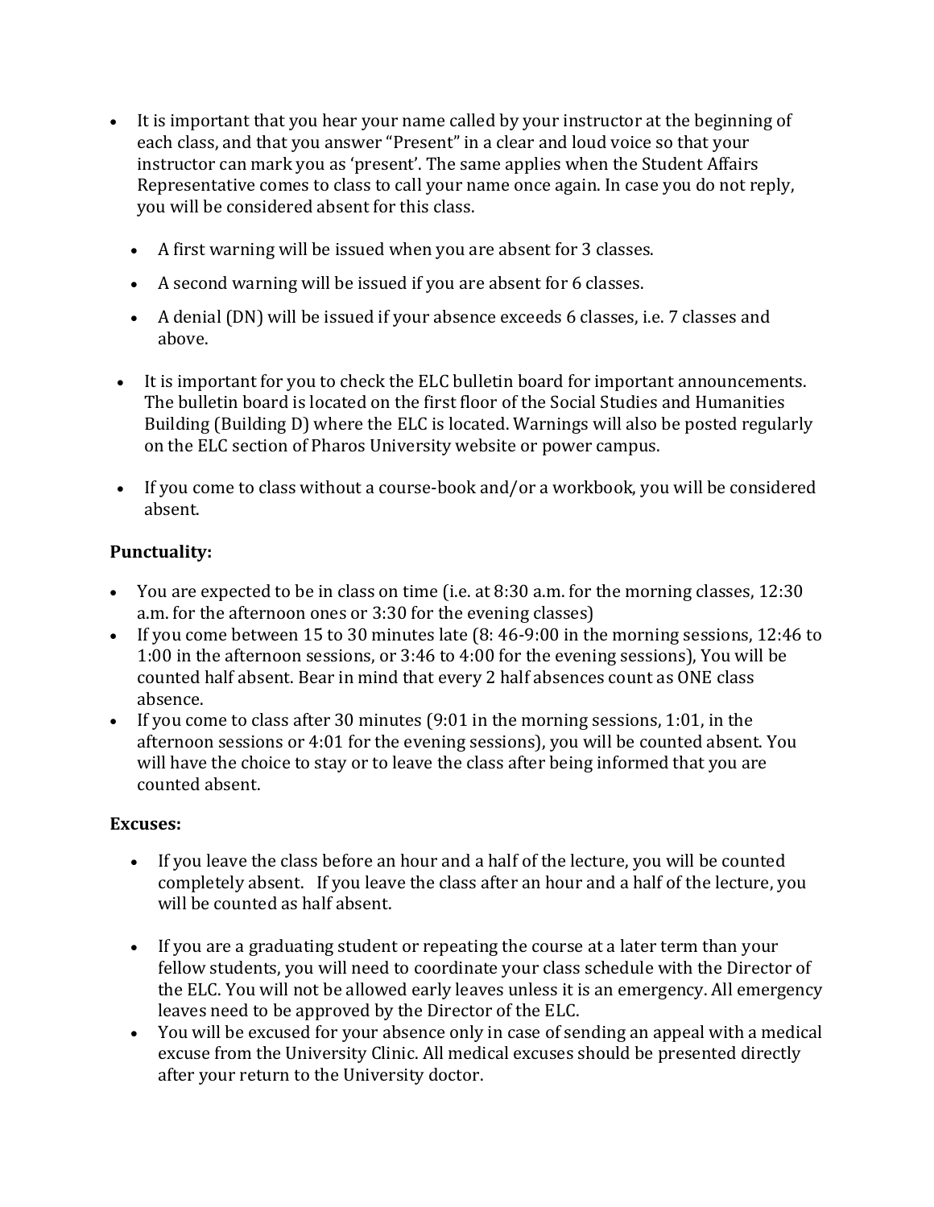- It is important that you hear your name called by your instructor at the beginning of each class, and that you answer "Present" in a clear and loud voice so that your instructor can mark you as 'present'. The same applies when the Student Affairs Representative comes to class to call your name once again. In case you do not reply, you will be considered absent for this class.
    - A first warning will be issued when you are absent for 3 classes.
    - A second warning will be issued if you are absent for 6 classes.
    - A denial (DN) will be issued if your absence exceeds 6 classes, i.e. 7 classes and above.
- It is important for you to check the ELC bulletin board for important announcements. The bulletin board is located on the first floor of the Social Studies and Humanities Building (Building D) where the ELC is located. Warnings will also be posted regularly on the ELC section of Pharos University website or power campus.
- If you come to class without a course-book and/or a workbook, you will be considered absent.

**Punctuality:**

- You are expected to be in class on time (i.e. at 8:30 a.m. for the morning classes, 12:30 a.m. for the afternoon ones or 3:30 for the evening classes)
- If you come between 15 to 30 minutes late (8: 46-9:00 in the morning sessions, 12:46 to 1:00 in the afternoon sessions, or 3:46 to 4:00 for the evening sessions), You will be counted half absent. Bear in mind that every 2 half absences count as ONE class absence.
- If you come to class after 30 minutes (9:01 in the morning sessions, 1:01, in the afternoon sessions or 4:01 for the evening sessions), you will be counted absent. You will have the choice to stay or to leave the class after being informed that you are counted absent.

**Excuses:**

- If you leave the class before an hour and a half of the lecture, you will be counted completely absent. If you leave the class after an hour and a half of the lecture, you will be counted as half absent.
- If you are a graduating student or repeating the course at a later term than your fellow students, you will need to coordinate your class schedule with the Director of the ELC. You will not be allowed early leaves unless it is an emergency. All emergency leaves need to be approved by the Director of the ELC.
- You will be excused for your absence only in case of sending an appeal with a medical excuse from the University Clinic. All medical excuses should be presented directly after your return to the University doctor.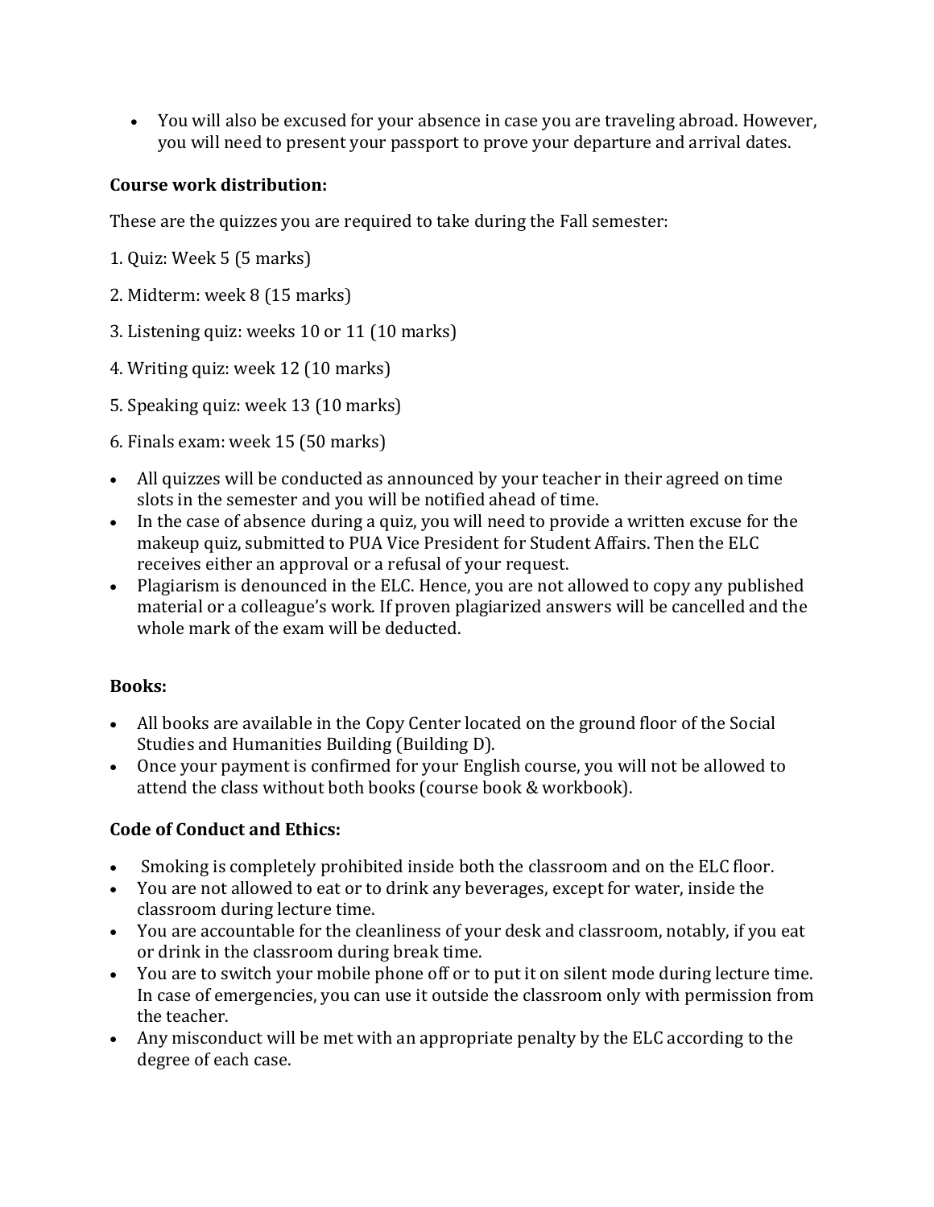- You will also be excused for your absence in case you are traveling abroad. However, you will need to present your passport to prove your departure and arrival dates.

**Course work distribution:**

These are the quizzes you are required to take during the Fall semester:

1. Quiz: Week 5 (5 marks)

2. Midterm: week 8 (15 marks)

3. Listening quiz: weeks 10 or 11 (10 marks)

4. Writing quiz: week 12 (10 marks)

5. Speaking quiz: week 13 (10 marks)

6. Finals exam: week 15 (50 marks)

- All quizzes will be conducted as announced by your teacher in their agreed on time slots in the semester and you will be notified ahead of time.
- In the case of absence during a quiz, you will need to provide a written excuse for the makeup quiz, submitted to PUA Vice President for Student Affairs. Then the ELC receives either an approval or a refusal of your request.
- Plagiarism is denounced in the ELC. Hence, you are not allowed to copy any published material or a colleague's work. If proven plagiarized answers will be cancelled and the whole mark of the exam will be deducted.

**Books:**

- All books are available in the Copy Center located on the ground floor of the Social Studies and Humanities Building (Building D).
- Once your payment is confirmed for your English course, you will not be allowed to attend the class without both books (course book & workbook).

**Code of Conduct and Ethics:**

- Smoking is completely prohibited inside both the classroom and on the ELC floor.
- You are not allowed to eat or to drink any beverages, except for water, inside the classroom during lecture time.
- You are accountable for the cleanliness of your desk and classroom, notably, if you eat or drink in the classroom during break time.
- You are to switch your mobile phone off or to put it on silent mode during lecture time. In case of emergencies, you can use it outside the classroom only with permission from the teacher.
- Any misconduct will be met with an appropriate penalty by the ELC according to the degree of each case.